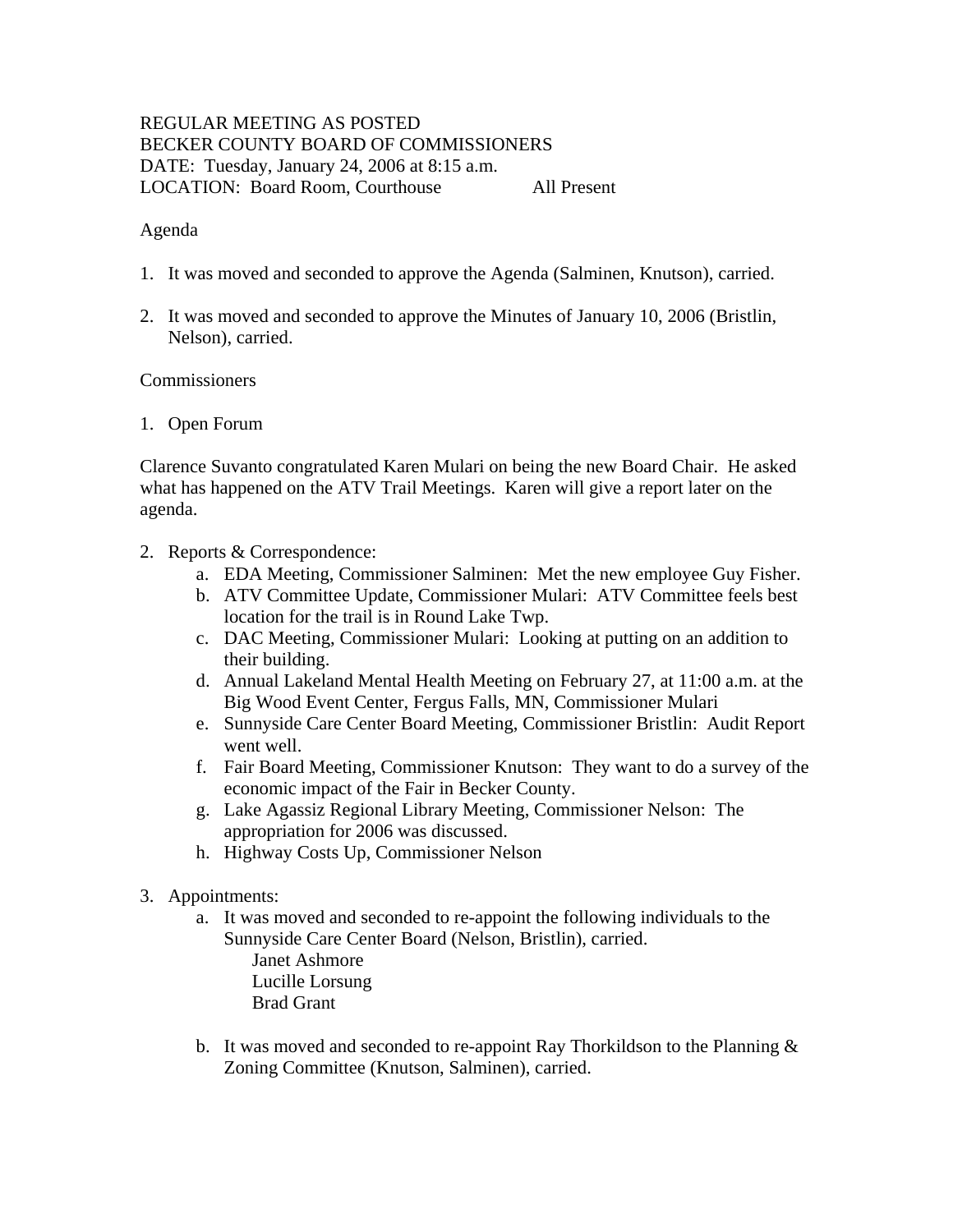REGULAR MEETING AS POSTED
BECKER COUNTY BOARD OF COMMISSIONERS
DATE: Tuesday, January 24, 2006 at 8:15 a.m.
LOCATION: Board Room, Courthouse All Present

Agenda

1. It was moved and seconded to approve the Agenda (Salminen, Knutson), carried.

2. It was moved and seconded to approve the Minutes of January 10, 2006 (Bristlin, Nelson), carried.

Commissioners

1. Open Forum

Clarence Suvanto congratulated Karen Mulari on being the new Board Chair. He asked what has happened on the ATV Trail Meetings. Karen will give a report later on the agenda.

2. Reports & Correspondence:
   a. EDA Meeting, Commissioner Salminen: Met the new employee Guy Fisher.
   b. ATV Committee Update, Commissioner Mulari: ATV Committee feels best location for the trail is in Round Lake Twp.
   c. DAC Meeting, Commissioner Mulari: Looking at putting on an addition to their building.
   d. Annual Lakeland Mental Health Meeting on February 27, at 11:00 a.m. at the Big Wood Event Center, Fergus Falls, MN, Commissioner Mulari
   e. Sunnyside Care Center Board Meeting, Commissioner Bristlin: Audit Report went well.
   f. Fair Board Meeting, Commissioner Knutson: They want to do a survey of the economic impact of the Fair in Becker County.
   g. Lake Agassiz Regional Library Meeting, Commissioner Nelson: The appropriation for 2006 was discussed.
   h. Highway Costs Up, Commissioner Nelson

3. Appointments:
   a. It was moved and seconded to re-appoint the following individuals to the Sunnyside Care Center Board (Nelson, Bristlin), carried.
      Janet Ashmore
      Lucille Lorsung
      Brad Grant

   b. It was moved and seconded to re-appoint Ray Thorkildson to the Planning & Zoning Committee (Knutson, Salminen), carried.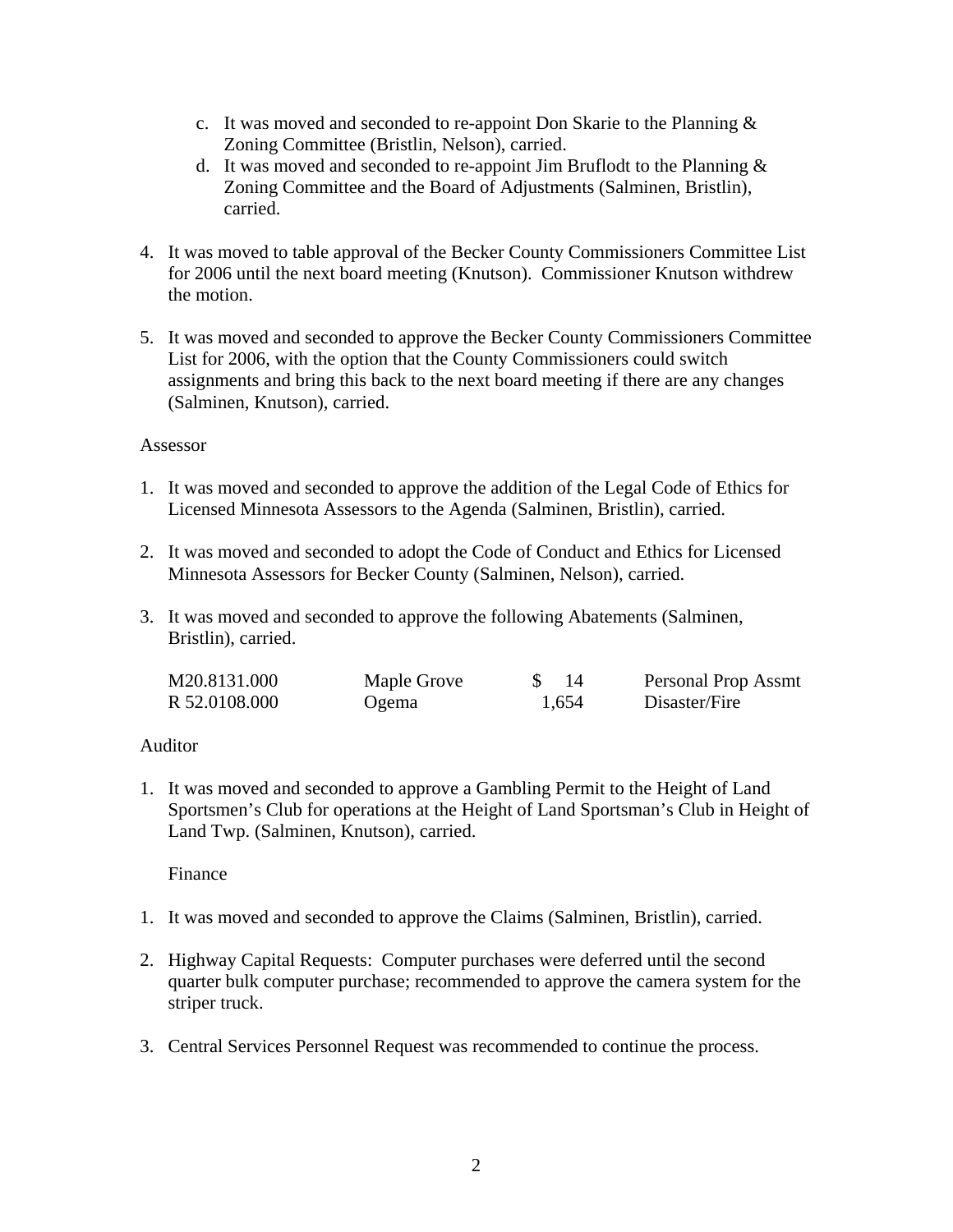c. It was moved and seconded to re-appoint Don Skarie to the Planning & Zoning Committee (Bristlin, Nelson), carried.
d. It was moved and seconded to re-appoint Jim Bruflodt to the Planning & Zoning Committee and the Board of Adjustments (Salminen, Bristlin), carried.

4. It was moved to table approval of the Becker County Commissioners Committee List for 2006 until the next board meeting (Knutson). Commissioner Knutson withdrew the motion.

5. It was moved and seconded to approve the Becker County Commissioners Committee List for 2006, with the option that the County Commissioners could switch assignments and bring this back to the next board meeting if there are any changes (Salminen, Knutson), carried.

Assessor

1. It was moved and seconded to approve the addition of the Legal Code of Ethics for Licensed Minnesota Assessors to the Agenda (Salminen, Bristlin), carried.

2. It was moved and seconded to adopt the Code of Conduct and Ethics for Licensed Minnesota Assessors for Becker County (Salminen, Nelson), carried.

3. It was moved and seconded to approve the following Abatements (Salminen, Bristlin), carried.

| | | | |
|---|---|---|---|
| M20.8131.000 | Maple Grove | $ 14 | Personal Prop Assmt |
| R 52.0108.000 | Ogema | 1,654 | Disaster/Fire |

Auditor

1. It was moved and seconded to approve a Gambling Permit to the Height of Land Sportsmen's Club for operations at the Height of Land Sportsman's Club in Height of Land Twp. (Salminen, Knutson), carried.

Finance

1. It was moved and seconded to approve the Claims (Salminen, Bristlin), carried.

2. Highway Capital Requests: Computer purchases were deferred until the second quarter bulk computer purchase; recommended to approve the camera system for the striper truck.

3. Central Services Personnel Request was recommended to continue the process.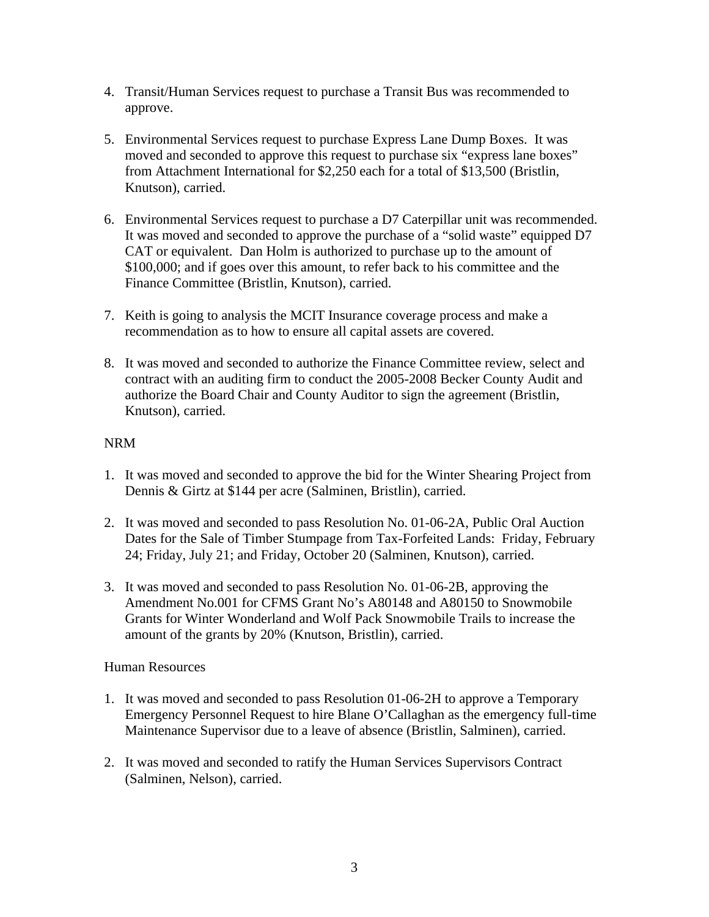4. Transit/Human Services request to purchase a Transit Bus was recommended to approve.

5. Environmental Services request to purchase Express Lane Dump Boxes. It was moved and seconded to approve this request to purchase six "express lane boxes" from Attachment International for $2,250 each for a total of $13,500 (Bristlin, Knutson), carried.

6. Environmental Services request to purchase a D7 Caterpillar unit was recommended. It was moved and seconded to approve the purchase of a "solid waste" equipped D7 CAT or equivalent. Dan Holm is authorized to purchase up to the amount of $100,000; and if goes over this amount, to refer back to his committee and the Finance Committee (Bristlin, Knutson), carried.

7. Keith is going to analysis the MCIT Insurance coverage process and make a recommendation as to how to ensure all capital assets are covered.

8. It was moved and seconded to authorize the Finance Committee review, select and contract with an auditing firm to conduct the 2005-2008 Becker County Audit and authorize the Board Chair and County Auditor to sign the agreement (Bristlin, Knutson), carried.

NRM

1. It was moved and seconded to approve the bid for the Winter Shearing Project from Dennis & Girtz at $144 per acre (Salminen, Bristlin), carried.

2. It was moved and seconded to pass Resolution No. 01-06-2A, Public Oral Auction Dates for the Sale of Timber Stumpage from Tax-Forfeited Lands: Friday, February 24; Friday, July 21; and Friday, October 20 (Salminen, Knutson), carried.

3. It was moved and seconded to pass Resolution No. 01-06-2B, approving the Amendment No.001 for CFMS Grant No's A80148 and A80150 to Snowmobile Grants for Winter Wonderland and Wolf Pack Snowmobile Trails to increase the amount of the grants by 20% (Knutson, Bristlin), carried.

Human Resources

1. It was moved and seconded to pass Resolution 01-06-2H to approve a Temporary Emergency Personnel Request to hire Blane O'Callaghan as the emergency full-time Maintenance Supervisor due to a leave of absence (Bristlin, Salminen), carried.

2. It was moved and seconded to ratify the Human Services Supervisors Contract (Salminen, Nelson), carried.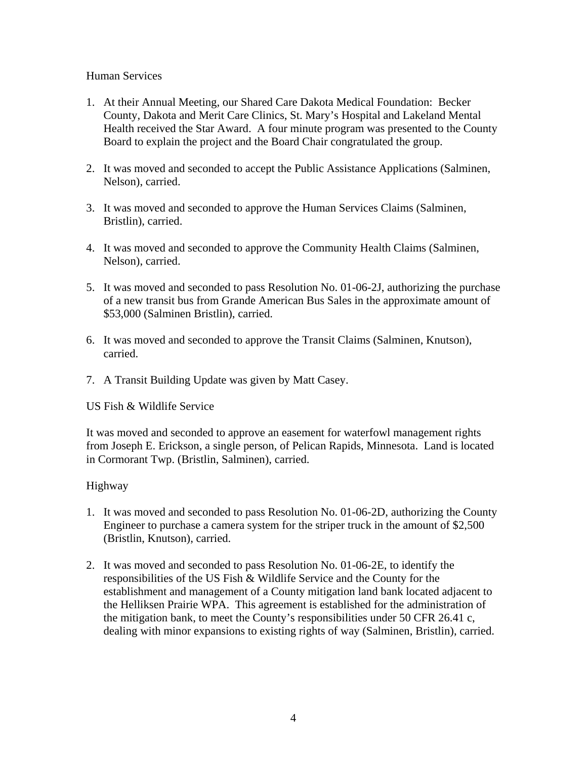Human Services

1. At their Annual Meeting, our Shared Care Dakota Medical Foundation: Becker County, Dakota and Merit Care Clinics, St. Mary's Hospital and Lakeland Mental Health received the Star Award. A four minute program was presented to the County Board to explain the project and the Board Chair congratulated the group.

2. It was moved and seconded to accept the Public Assistance Applications (Salminen, Nelson), carried.

3. It was moved and seconded to approve the Human Services Claims (Salminen, Bristlin), carried.

4. It was moved and seconded to approve the Community Health Claims (Salminen, Nelson), carried.

5. It was moved and seconded to pass Resolution No. 01-06-2J, authorizing the purchase of a new transit bus from Grande American Bus Sales in the approximate amount of $53,000 (Salminen Bristlin), carried.

6. It was moved and seconded to approve the Transit Claims (Salminen, Knutson), carried.

7. A Transit Building Update was given by Matt Casey.

US Fish & Wildlife Service

It was moved and seconded to approve an easement for waterfowl management rights from Joseph E. Erickson, a single person, of Pelican Rapids, Minnesota. Land is located in Cormorant Twp. (Bristlin, Salminen), carried.

Highway

1. It was moved and seconded to pass Resolution No. 01-06-2D, authorizing the County Engineer to purchase a camera system for the striper truck in the amount of $2,500 (Bristlin, Knutson), carried.

2. It was moved and seconded to pass Resolution No. 01-06-2E, to identify the responsibilities of the US Fish & Wildlife Service and the County for the establishment and management of a County mitigation land bank located adjacent to the Helliksen Prairie WPA. This agreement is established for the administration of the mitigation bank, to meet the County's responsibilities under 50 CFR 26.41 c, dealing with minor expansions to existing rights of way (Salminen, Bristlin), carried.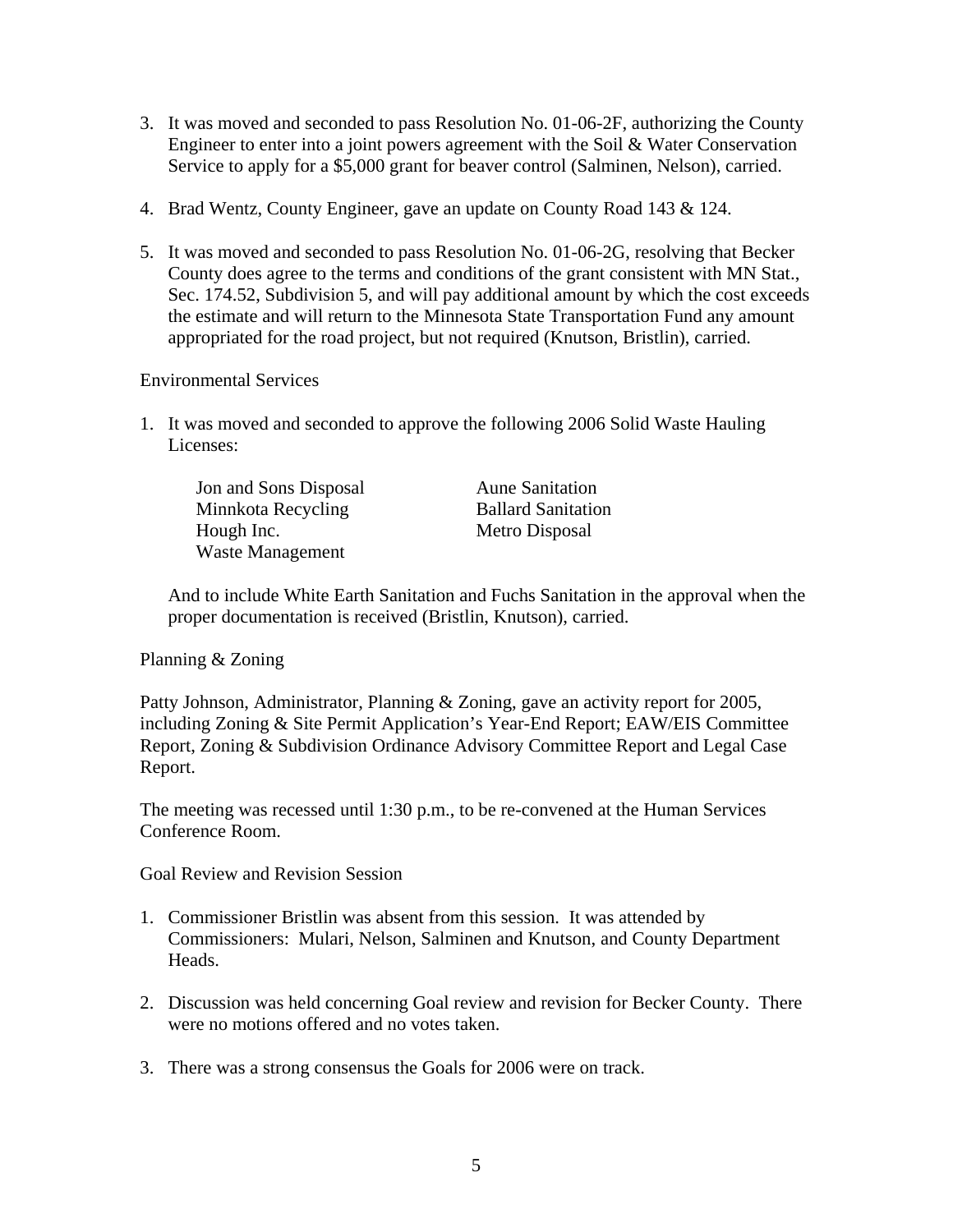3. It was moved and seconded to pass Resolution No. 01-06-2F, authorizing the County Engineer to enter into a joint powers agreement with the Soil & Water Conservation Service to apply for a $5,000 grant for beaver control (Salminen, Nelson), carried.

4. Brad Wentz, County Engineer, gave an update on County Road 143 & 124.

5. It was moved and seconded to pass Resolution No. 01-06-2G, resolving that Becker County does agree to the terms and conditions of the grant consistent with MN Stat., Sec. 174.52, Subdivision 5, and will pay additional amount by which the cost exceeds the estimate and will return to the Minnesota State Transportation Fund any amount appropriated for the road project, but not required (Knutson, Bristlin), carried.

Environmental Services

1. It was moved and seconded to approve the following 2006 Solid Waste Hauling Licenses:

   | | |
   |---|---|
   | Jon and Sons Disposal | Aune Sanitation |
   | Minnkota Recycling | Ballard Sanitation |
   | Hough Inc. | Metro Disposal |
   | Waste Management | |

   And to include White Earth Sanitation and Fuchs Sanitation in the approval when the proper documentation is received (Bristlin, Knutson), carried.

Planning & Zoning

Patty Johnson, Administrator, Planning & Zoning, gave an activity report for 2005, including Zoning & Site Permit Application's Year-End Report; EAW/EIS Committee Report, Zoning & Subdivision Ordinance Advisory Committee Report and Legal Case Report.

The meeting was recessed until 1:30 p.m., to be re-convened at the Human Services Conference Room.

Goal Review and Revision Session

1. Commissioner Bristlin was absent from this session. It was attended by Commissioners: Mulari, Nelson, Salminen and Knutson, and County Department Heads.

2. Discussion was held concerning Goal review and revision for Becker County. There were no motions offered and no votes taken.

3. There was a strong consensus the Goals for 2006 were on track.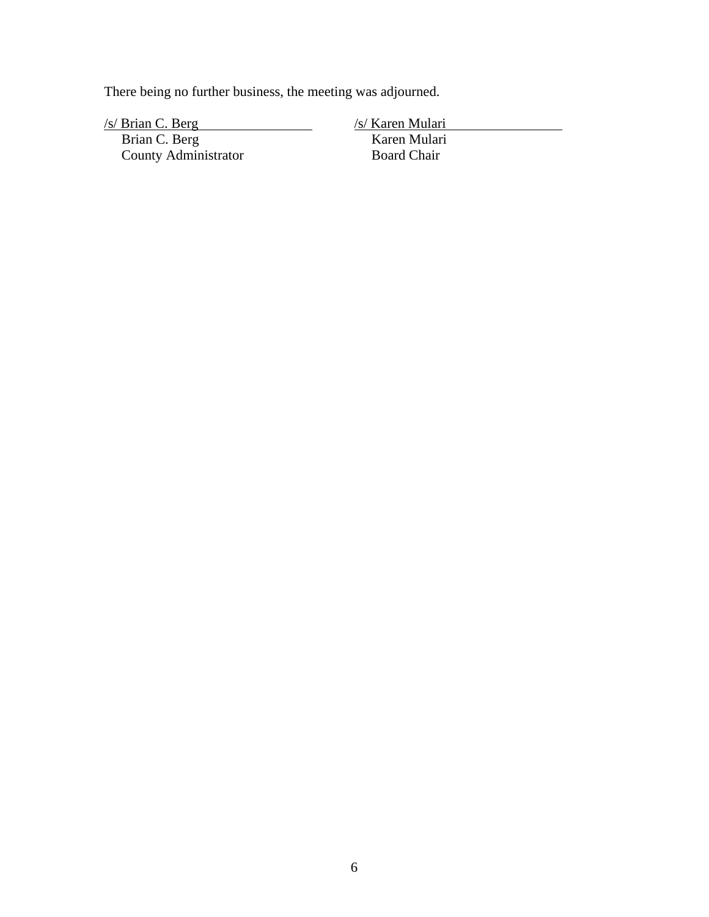There being no further business, the meeting was adjourned.

| | |
|---|---|
| /s/ Brian C. Berg | /s/ Karen Mulari |
| Brian C. Berg | Karen Mulari |
| County Administrator | Board Chair |